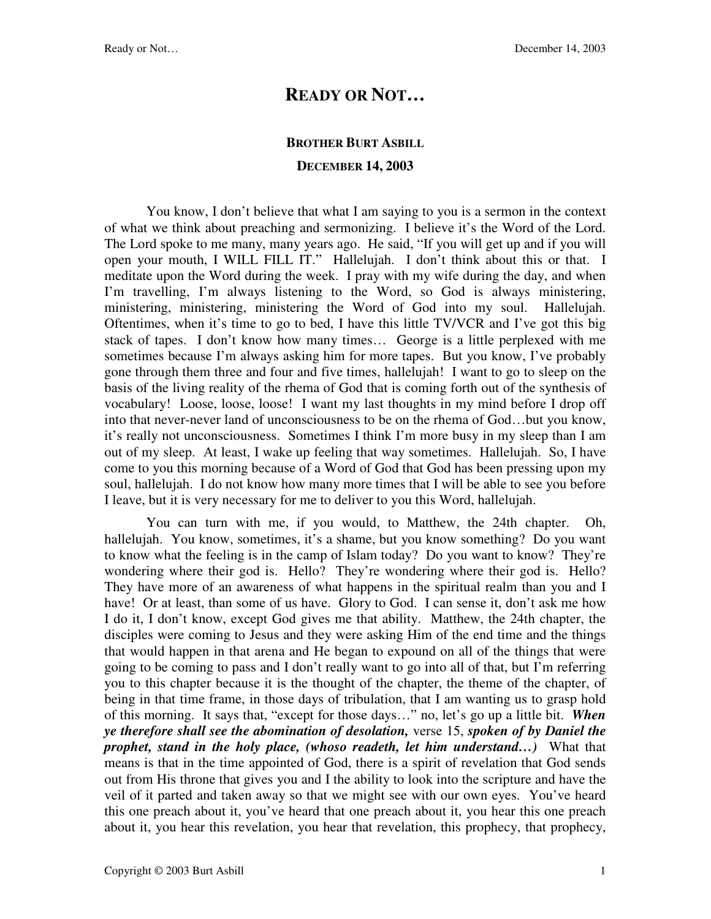# READY OR NOT…

### BROTHER BURT ASBILL

### DECEMBER 14, 2003

You know, I don't believe that what I am saying to you is a sermon in the context of what we think about preaching and sermonizing. I believe it's the Word of the Lord. The Lord spoke to me many, many years ago. He said, "If you will get up and if you will open your mouth, I WILL FILL IT." Hallelujah. I don't think about this or that. I meditate upon the Word during the week. I pray with my wife during the day, and when I'm travelling, I'm always listening to the Word, so God is always ministering, ministering, ministering, ministering the Word of God into my soul. Hallelujah. Oftentimes, when it's time to go to bed, I have this little TV/VCR and I've got this big stack of tapes. I don't know how many times… George is a little perplexed with me sometimes because I'm always asking him for more tapes. But you know, I've probably gone through them three and four and five times, hallelujah! I want to go to sleep on the basis of the living reality of the rhema of God that is coming forth out of the synthesis of vocabulary! Loose, loose, loose! I want my last thoughts in my mind before I drop off into that never-never land of unconsciousness to be on the rhema of God…but you know, it's really not unconsciousness. Sometimes I think I'm more busy in my sleep than I am out of my sleep. At least, I wake up feeling that way sometimes. Hallelujah. So, I have come to you this morning because of a Word of God that God has been pressing upon my soul, hallelujah. I do not know how many more times that I will be able to see you before I leave, but it is very necessary for me to deliver to you this Word, hallelujah.

You can turn with me, if you would, to Matthew, the 24th chapter. Oh, hallelujah. You know, sometimes, it's a shame, but you know something? Do you want to know what the feeling is in the camp of Islam today? Do you want to know? They're wondering where their god is. Hello? They're wondering where their god is. Hello? They have more of an awareness of what happens in the spiritual realm than you and I have! Or at least, than some of us have. Glory to God. I can sense it, don't ask me how I do it, I don't know, except God gives me that ability. Matthew, the 24th chapter, the disciples were coming to Jesus and they were asking Him of the end time and the things that would happen in that arena and He began to expound on all of the things that were going to be coming to pass and I don't really want to go into all of that, but I'm referring you to this chapter because it is the thought of the chapter, the theme of the chapter, of being in that time frame, in those days of tribulation, that I am wanting us to grasp hold of this morning. It says that, "except for those days…" no, let's go up a little bit. ***When ye therefore shall see the abomination of desolation,*** verse 15, ***spoken of by Daniel the prophet, stand in the holy place, (whoso readeth, let him understand…)*** What that means is that in the time appointed of God, there is a spirit of revelation that God sends out from His throne that gives you and I the ability to look into the scripture and have the veil of it parted and taken away so that we might see with our own eyes. You've heard this one preach about it, you've heard that one preach about it, you hear this one preach about it, you hear this revelation, you hear that revelation, this prophecy, that prophecy,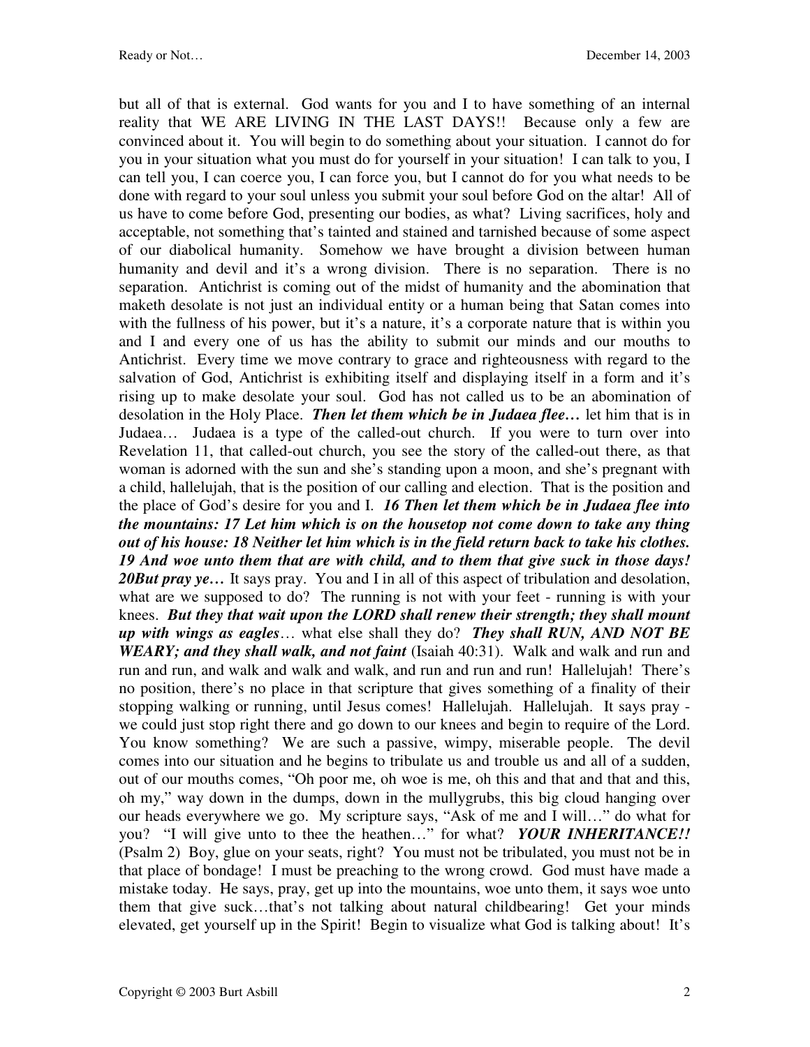but all of that is external. God wants for you and I to have something of an internal reality that WE ARE LIVING IN THE LAST DAYS!! Because only a few are convinced about it. You will begin to do something about your situation. I cannot do for you in your situation what you must do for yourself in your situation! I can talk to you, I can tell you, I can coerce you, I can force you, but I cannot do for you what needs to be done with regard to your soul unless you submit your soul before God on the altar! All of us have to come before God, presenting our bodies, as what? Living sacrifices, holy and acceptable, not something that's tainted and stained and tarnished because of some aspect of our diabolical humanity. Somehow we have brought a division between human humanity and devil and it's a wrong division. There is no separation. There is no separation. Antichrist is coming out of the midst of humanity and the abomination that maketh desolate is not just an individual entity or a human being that Satan comes into with the fullness of his power, but it's a nature, it's a corporate nature that is within you and I and every one of us has the ability to submit our minds and our mouths to Antichrist. Every time we move contrary to grace and righteousness with regard to the salvation of God, Antichrist is exhibiting itself and displaying itself in a form and it's rising up to make desolate your soul. God has not called us to be an abomination of desolation in the Holy Place. ***Then let them which be in Judaea flee…*** let him that is in Judaea… Judaea is a type of the called-out church. If you were to turn over into Revelation 11, that called-out church, you see the story of the called-out there, as that woman is adorned with the sun and she's standing upon a moon, and she's pregnant with a child, hallelujah, that is the position of our calling and election. That is the position and the place of God's desire for you and I. ***16 Then let them which be in Judaea flee into the mountains: 17 Let him which is on the housetop not come down to take any thing out of his house: 18 Neither let him which is in the field return back to take his clothes. 19 And woe unto them that are with child, and to them that give suck in those days! 20But pray ye…*** It says pray. You and I in all of this aspect of tribulation and desolation, what are we supposed to do? The running is not with your feet - running is with your knees. ***But they that wait upon the LORD shall renew their strength; they shall mount up with wings as eagles****…* what else shall they do? ***They shall RUN, AND NOT BE WEARY; and they shall walk, and not faint*** (Isaiah 40:31). Walk and walk and run and run and run, and walk and walk and walk, and run and run and run! Hallelujah! There's no position, there's no place in that scripture that gives something of a finality of their stopping walking or running, until Jesus comes! Hallelujah. Hallelujah. It says pray - we could just stop right there and go down to our knees and begin to require of the Lord. You know something? We are such a passive, wimpy, miserable people. The devil comes into our situation and he begins to tribulate us and trouble us and all of a sudden, out of our mouths comes, "Oh poor me, oh woe is me, oh this and that and that and this, oh my," way down in the dumps, down in the mullygrubs, this big cloud hanging over our heads everywhere we go. My scripture says, "Ask of me and I will…" do what for you? "I will give unto to thee the heathen…" for what? ***YOUR INHERITANCE!!*** (Psalm 2) Boy, glue on your seats, right? You must not be tribulated, you must not be in that place of bondage! I must be preaching to the wrong crowd. God must have made a mistake today. He says, pray, get up into the mountains, woe unto them, it says woe unto them that give suck…that's not talking about natural childbearing! Get your minds elevated, get yourself up in the Spirit! Begin to visualize what God is talking about! It's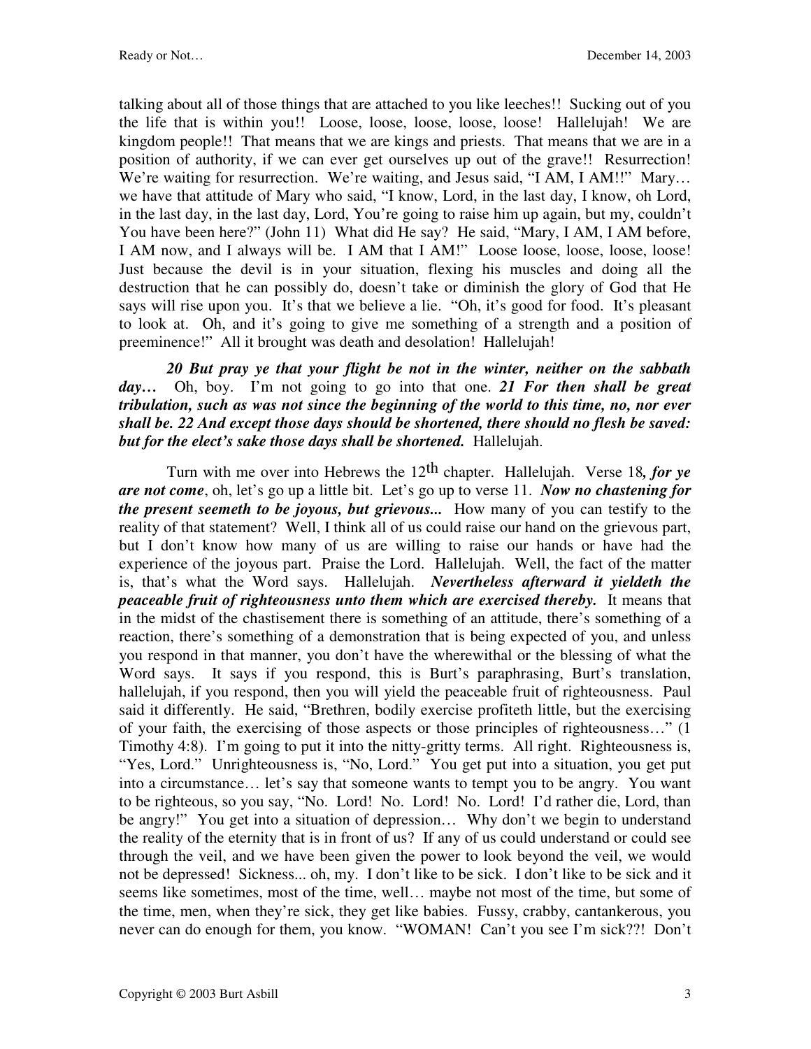talking about all of those things that are attached to you like leeches!! Sucking out of you the life that is within you!! Loose, loose, loose, loose, loose! Hallelujah! We are kingdom people!! That means that we are kings and priests. That means that we are in a position of authority, if we can ever get ourselves up out of the grave!! Resurrection! We're waiting for resurrection. We're waiting, and Jesus said, "I AM, I AM!!" Mary… we have that attitude of Mary who said, "I know, Lord, in the last day, I know, oh Lord, in the last day, in the last day, Lord, You're going to raise him up again, but my, couldn't You have been here?" (John 11) What did He say? He said, "Mary, I AM, I AM before, I AM now, and I always will be. I AM that I AM!" Loose loose, loose, loose, loose! Just because the devil is in your situation, flexing his muscles and doing all the destruction that he can possibly do, doesn't take or diminish the glory of God that He says will rise upon you. It's that we believe a lie. "Oh, it's good for food. It's pleasant to look at. Oh, and it's going to give me something of a strength and a position of preeminence!" All it brought was death and desolation! Hallelujah!

***20 But pray ye that your flight be not in the winter, neither on the sabbath day…*** Oh, boy. I'm not going to go into that one. ***21 For then shall be great tribulation, such as was not since the beginning of the world to this time, no, nor ever shall be. 22 And except those days should be shortened, there should no flesh be saved: but for the elect's sake those days shall be shortened.*** Hallelujah.

Turn with me over into Hebrews the 12th chapter. Hallelujah. Verse 18***, for ye are not come***, oh, let's go up a little bit. Let's go up to verse 11. ***Now no chastening for the present seemeth to be joyous, but grievous...*** How many of you can testify to the reality of that statement? Well, I think all of us could raise our hand on the grievous part, but I don't know how many of us are willing to raise our hands or have had the experience of the joyous part. Praise the Lord. Hallelujah. Well, the fact of the matter is, that's what the Word says. Hallelujah. ***Nevertheless afterward it yieldeth the peaceable fruit of righteousness unto them which are exercised thereby.*** It means that in the midst of the chastisement there is something of an attitude, there's something of a reaction, there's something of a demonstration that is being expected of you, and unless you respond in that manner, you don't have the wherewithal or the blessing of what the Word says. It says if you respond, this is Burt's paraphrasing, Burt's translation, hallelujah, if you respond, then you will yield the peaceable fruit of righteousness. Paul said it differently. He said, "Brethren, bodily exercise profiteth little, but the exercising of your faith, the exercising of those aspects or those principles of righteousness…" (1 Timothy 4:8). I'm going to put it into the nitty-gritty terms. All right. Righteousness is, "Yes, Lord." Unrighteousness is, "No, Lord." You get put into a situation, you get put into a circumstance… let's say that someone wants to tempt you to be angry. You want to be righteous, so you say, "No. Lord! No. Lord! No. Lord! I'd rather die, Lord, than be angry!" You get into a situation of depression… Why don't we begin to understand the reality of the eternity that is in front of us? If any of us could understand or could see through the veil, and we have been given the power to look beyond the veil, we would not be depressed! Sickness... oh, my. I don't like to be sick. I don't like to be sick and it seems like sometimes, most of the time, well… maybe not most of the time, but some of the time, men, when they're sick, they get like babies. Fussy, crabby, cantankerous, you never can do enough for them, you know. "WOMAN! Can't you see I'm sick??! Don't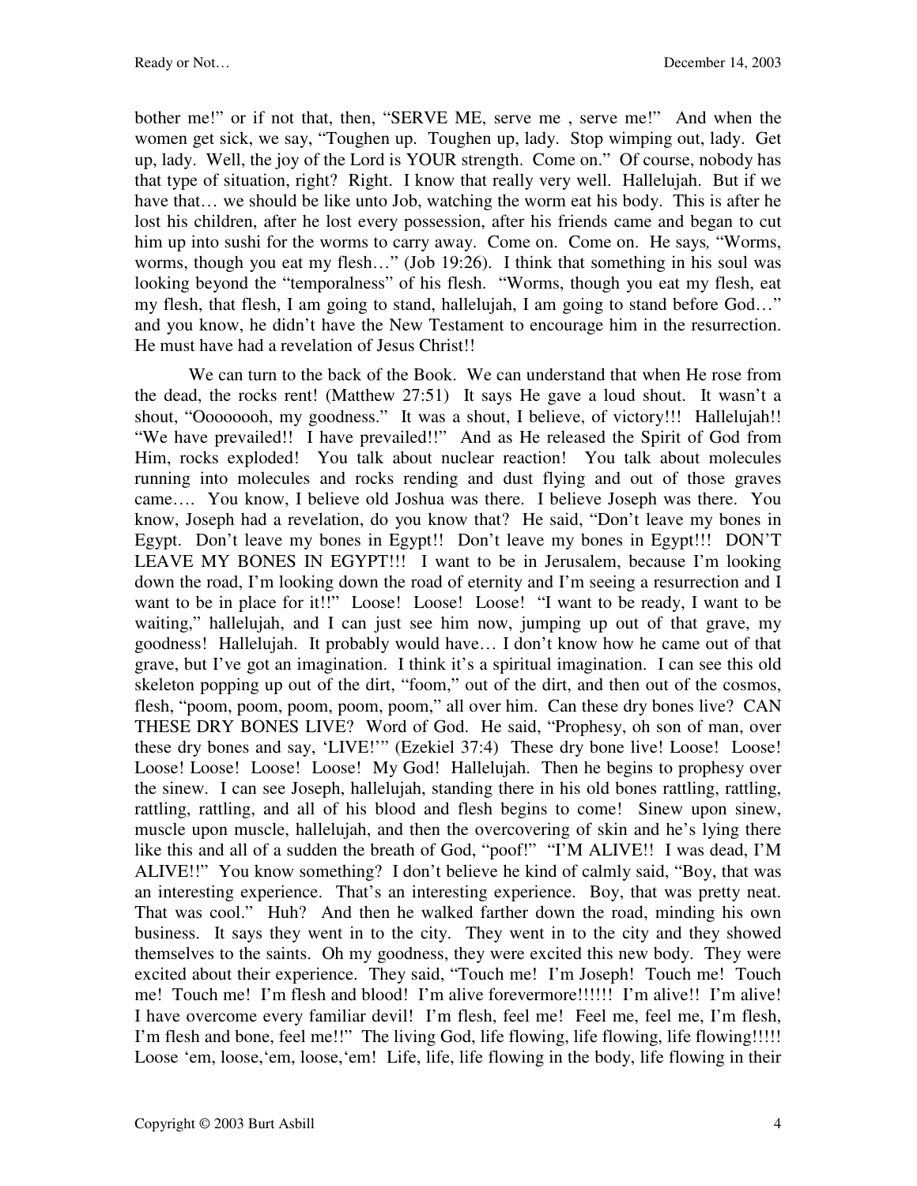bother me!" or if not that, then, "SERVE ME, serve me , serve me!" And when the women get sick, we say, "Toughen up. Toughen up, lady. Stop wimping out, lady. Get up, lady. Well, the joy of the Lord is YOUR strength. Come on." Of course, nobody has that type of situation, right? Right. I know that really very well. Hallelujah. But if we have that… we should be like unto Job, watching the worm eat his body. This is after he lost his children, after he lost every possession, after his friends came and began to cut him up into sushi for the worms to carry away. Come on. Come on. He says, "Worms, worms, though you eat my flesh…" (Job 19:26). I think that something in his soul was looking beyond the "temporalness" of his flesh. "Worms, though you eat my flesh, eat my flesh, that flesh, I am going to stand, hallelujah, I am going to stand before God…" and you know, he didn't have the New Testament to encourage him in the resurrection. He must have had a revelation of Jesus Christ!!

We can turn to the back of the Book. We can understand that when He rose from the dead, the rocks rent! (Matthew 27:51) It says He gave a loud shout. It wasn't a shout, "Oooooooh, my goodness." It was a shout, I believe, of victory!!! Hallelujah!! "We have prevailed!! I have prevailed!!" And as He released the Spirit of God from Him, rocks exploded! You talk about nuclear reaction! You talk about molecules running into molecules and rocks rending and dust flying and out of those graves came…. You know, I believe old Joshua was there. I believe Joseph was there. You know, Joseph had a revelation, do you know that? He said, "Don't leave my bones in Egypt. Don't leave my bones in Egypt!! Don't leave my bones in Egypt!!! DON'T LEAVE MY BONES IN EGYPT!!! I want to be in Jerusalem, because I'm looking down the road, I'm looking down the road of eternity and I'm seeing a resurrection and I want to be in place for it!!" Loose! Loose! Loose! "I want to be ready, I want to be waiting," hallelujah, and I can just see him now, jumping up out of that grave, my goodness! Hallelujah. It probably would have… I don't know how he came out of that grave, but I've got an imagination. I think it's a spiritual imagination. I can see this old skeleton popping up out of the dirt, "foom," out of the dirt, and then out of the cosmos, flesh, "poom, poom, poom, poom, poom," all over him. Can these dry bones live? CAN THESE DRY BONES LIVE? Word of God. He said, "Prophesy, oh son of man, over these dry bones and say, 'LIVE!'" (Ezekiel 37:4) These dry bone live! Loose! Loose! Loose! Loose! Loose! Loose! My God! Hallelujah. Then he begins to prophesy over the sinew. I can see Joseph, hallelujah, standing there in his old bones rattling, rattling, rattling, rattling, and all of his blood and flesh begins to come! Sinew upon sinew, muscle upon muscle, hallelujah, and then the overcovering of skin and he's lying there like this and all of a sudden the breath of God, "poof!" "I'M ALIVE!! I was dead, I'M ALIVE!!" You know something? I don't believe he kind of calmly said, "Boy, that was an interesting experience. That's an interesting experience. Boy, that was pretty neat. That was cool." Huh? And then he walked farther down the road, minding his own business. It says they went in to the city. They went in to the city and they showed themselves to the saints. Oh my goodness, they were excited this new body. They were excited about their experience. They said, "Touch me! I'm Joseph! Touch me! Touch me! Touch me! I'm flesh and blood! I'm alive forevermore!!!!!! I'm alive!! I'm alive! I have overcome every familiar devil! I'm flesh, feel me! Feel me, feel me, I'm flesh, I'm flesh and bone, feel me!!" The living God, life flowing, life flowing, life flowing!!!!! Loose 'em, loose,'em, loose,'em! Life, life, life flowing in the body, life flowing in their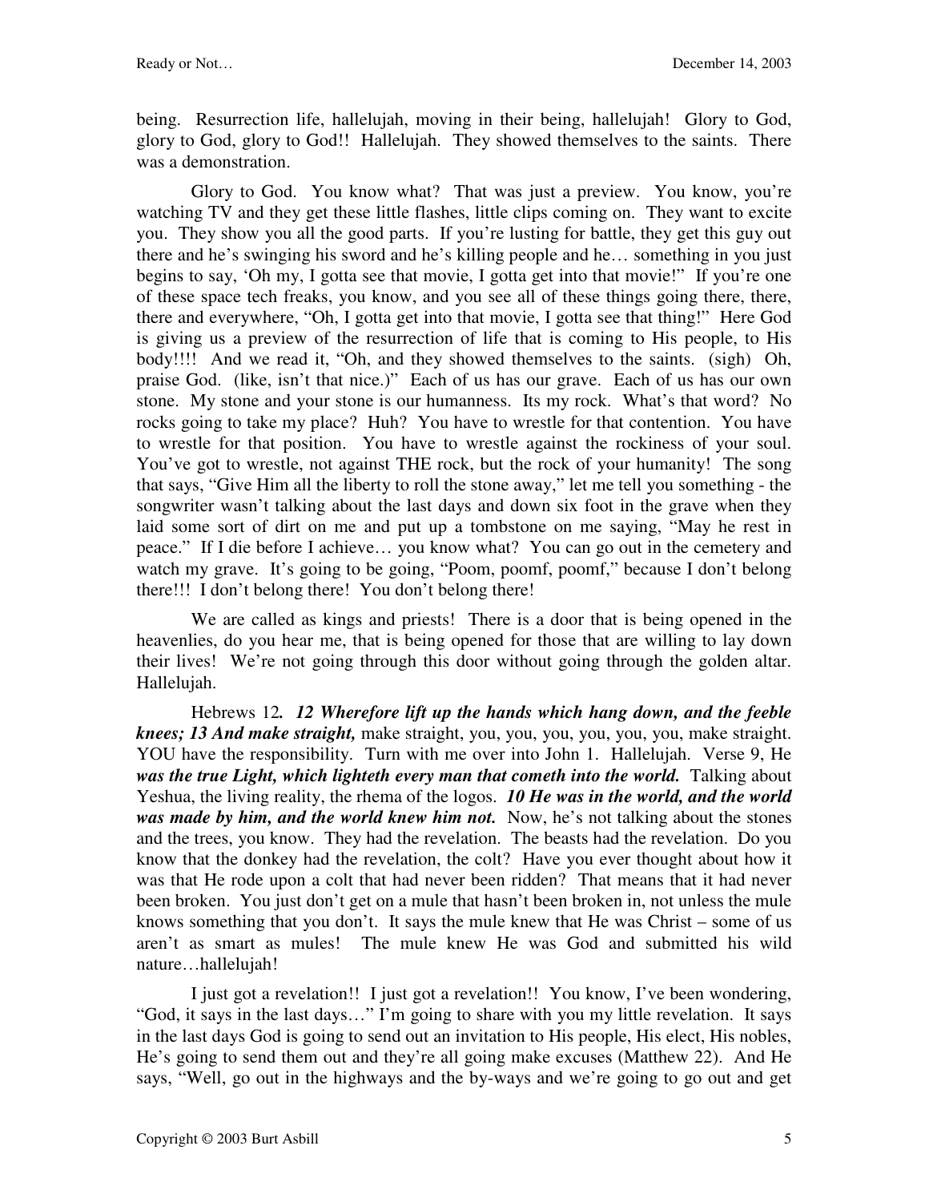being. Resurrection life, hallelujah, moving in their being, hallelujah! Glory to God, glory to God, glory to God!! Hallelujah. They showed themselves to the saints. There was a demonstration.

Glory to God. You know what? That was just a preview. You know, you're watching TV and they get these little flashes, little clips coming on. They want to excite you. They show you all the good parts. If you're lusting for battle, they get this guy out there and he's swinging his sword and he's killing people and he… something in you just begins to say, 'Oh my, I gotta see that movie, I gotta get into that movie!" If you're one of these space tech freaks, you know, and you see all of these things going there, there, there and everywhere, "Oh, I gotta get into that movie, I gotta see that thing!" Here God is giving us a preview of the resurrection of life that is coming to His people, to His body!!!! And we read it, "Oh, and they showed themselves to the saints. (sigh) Oh, praise God. (like, isn't that nice.)" Each of us has our grave. Each of us has our own stone. My stone and your stone is our humanness. Its my rock. What's that word? No rocks going to take my place? Huh? You have to wrestle for that contention. You have to wrestle for that position. You have to wrestle against the rockiness of your soul. You've got to wrestle, not against THE rock, but the rock of your humanity! The song that says, "Give Him all the liberty to roll the stone away," let me tell you something - the songwriter wasn't talking about the last days and down six foot in the grave when they laid some sort of dirt on me and put up a tombstone on me saying, "May he rest in peace." If I die before I achieve… you know what? You can go out in the cemetery and watch my grave. It's going to be going, "Poom, poomf, poomf," because I don't belong there!!! I don't belong there! You don't belong there!

We are called as kings and priests! There is a door that is being opened in the heavenlies, do you hear me, that is being opened for those that are willing to lay down their lives! We're not going through this door without going through the golden altar. Hallelujah.

Hebrews 12*. **12 Wherefore lift up the hands which hang down, and the feeble knees; 13 And make straight,*** make straight, you, you, you, you, you, you, make straight. YOU have the responsibility. Turn with me over into John 1. Hallelujah. Verse 9, He ***was the true Light, which lighteth every man that cometh into the world.*** Talking about Yeshua, the living reality, the rhema of the logos. ***10 He was in the world, and the world was made by him, and the world knew him not.*** Now, he's not talking about the stones and the trees, you know. They had the revelation. The beasts had the revelation. Do you know that the donkey had the revelation, the colt? Have you ever thought about how it was that He rode upon a colt that had never been ridden? That means that it had never been broken. You just don't get on a mule that hasn't been broken in, not unless the mule knows something that you don't. It says the mule knew that He was Christ – some of us aren't as smart as mules! The mule knew He was God and submitted his wild nature…hallelujah!

I just got a revelation!! I just got a revelation!! You know, I've been wondering, "God, it says in the last days…" I'm going to share with you my little revelation. It says in the last days God is going to send out an invitation to His people, His elect, His nobles, He's going to send them out and they're all going make excuses (Matthew 22). And He says, "Well, go out in the highways and the by-ways and we're going to go out and get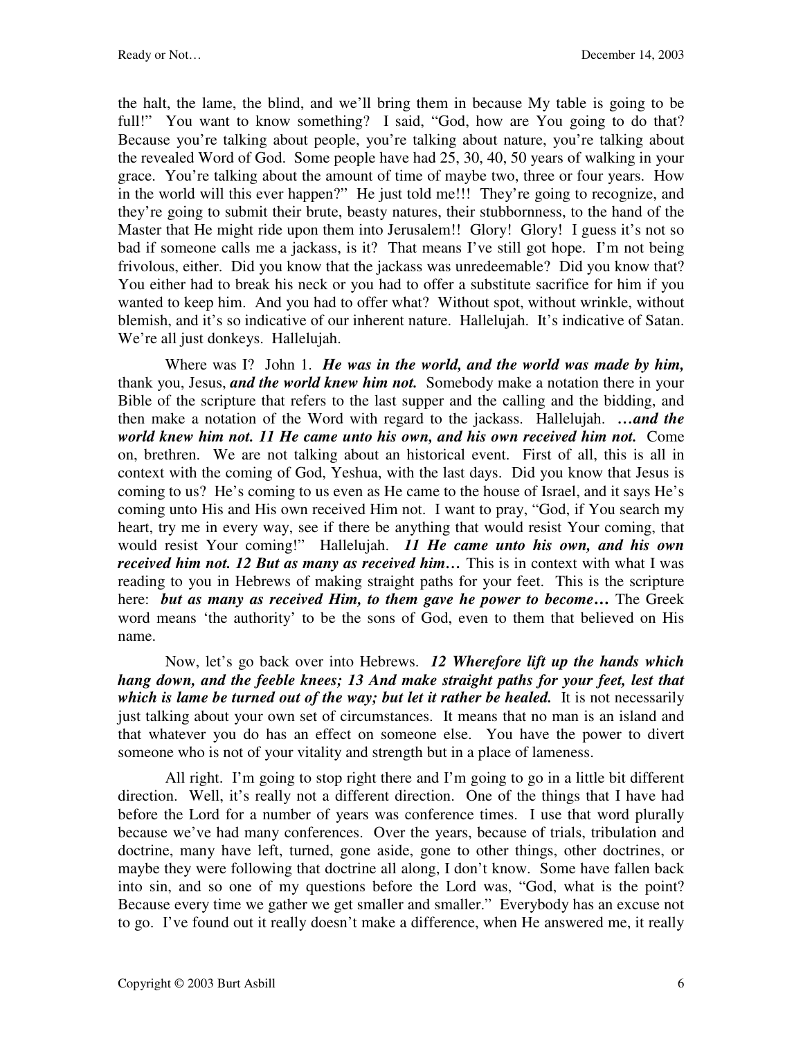the halt, the lame, the blind, and we'll bring them in because My table is going to be full!" You want to know something? I said, "God, how are You going to do that? Because you're talking about people, you're talking about nature, you're talking about the revealed Word of God. Some people have had 25, 30, 40, 50 years of walking in your grace. You're talking about the amount of time of maybe two, three or four years. How in the world will this ever happen?" He just told me!!! They're going to recognize, and they're going to submit their brute, beasty natures, their stubbornness, to the hand of the Master that He might ride upon them into Jerusalem!! Glory! Glory! I guess it's not so bad if someone calls me a jackass, is it? That means I've still got hope. I'm not being frivolous, either. Did you know that the jackass was unredeemable? Did you know that? You either had to break his neck or you had to offer a substitute sacrifice for him if you wanted to keep him. And you had to offer what? Without spot, without wrinkle, without blemish, and it's so indicative of our inherent nature. Hallelujah. It's indicative of Satan. We're all just donkeys. Hallelujah.

Where was I? John 1. ***He was in the world, and the world was made by him,*** thank you, Jesus, ***and the world knew him not.*** Somebody make a notation there in your Bible of the scripture that refers to the last supper and the calling and the bidding, and then make a notation of the Word with regard to the jackass. Hallelujah. ***…and the world knew him not. 11 He came unto his own, and his own received him not.*** Come on, brethren. We are not talking about an historical event. First of all, this is all in context with the coming of God, Yeshua, with the last days. Did you know that Jesus is coming to us? He's coming to us even as He came to the house of Israel, and it says He's coming unto His and His own received Him not. I want to pray, "God, if You search my heart, try me in every way, see if there be anything that would resist Your coming, that would resist Your coming!" Hallelujah. ***11 He came unto his own, and his own received him not. 12 But as many as received him…*** This is in context with what I was reading to you in Hebrews of making straight paths for your feet. This is the scripture here: ***but as many as received Him, to them gave he power to become…*** The Greek word means 'the authority' to be the sons of God, even to them that believed on His name.

Now, let's go back over into Hebrews. ***12 Wherefore lift up the hands which hang down, and the feeble knees; 13 And make straight paths for your feet, lest that which is lame be turned out of the way; but let it rather be healed.*** It is not necessarily just talking about your own set of circumstances. It means that no man is an island and that whatever you do has an effect on someone else. You have the power to divert someone who is not of your vitality and strength but in a place of lameness.

All right. I'm going to stop right there and I'm going to go in a little bit different direction. Well, it's really not a different direction. One of the things that I have had before the Lord for a number of years was conference times. I use that word plurally because we've had many conferences. Over the years, because of trials, tribulation and doctrine, many have left, turned, gone aside, gone to other things, other doctrines, or maybe they were following that doctrine all along, I don't know. Some have fallen back into sin, and so one of my questions before the Lord was, "God, what is the point? Because every time we gather we get smaller and smaller." Everybody has an excuse not to go. I've found out it really doesn't make a difference, when He answered me, it really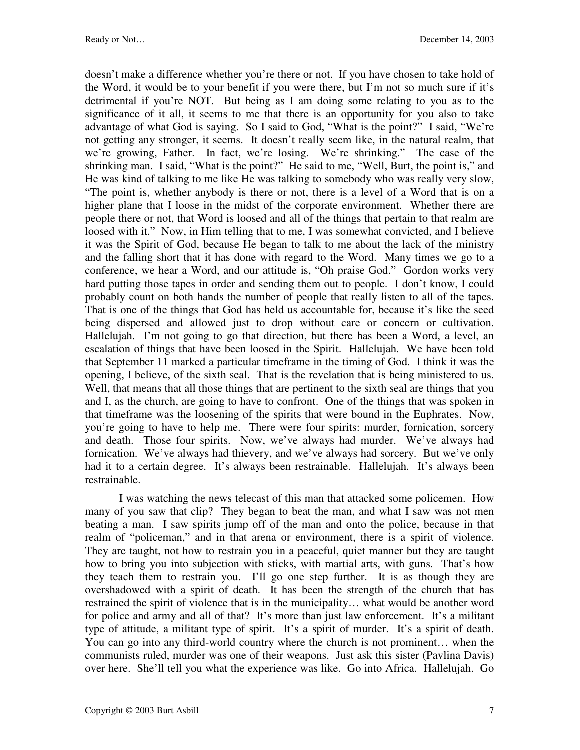doesn't make a difference whether you're there or not. If you have chosen to take hold of the Word, it would be to your benefit if you were there, but I'm not so much sure if it's detrimental if you're NOT. But being as I am doing some relating to you as to the significance of it all, it seems to me that there is an opportunity for you also to take advantage of what God is saying. So I said to God, "What is the point?" I said, "We're not getting any stronger, it seems. It doesn't really seem like, in the natural realm, that we're growing, Father. In fact, we're losing. We're shrinking." The case of the shrinking man. I said, "What is the point?" He said to me, "Well, Burt, the point is," and He was kind of talking to me like He was talking to somebody who was really very slow, "The point is, whether anybody is there or not, there is a level of a Word that is on a higher plane that I loose in the midst of the corporate environment. Whether there are people there or not, that Word is loosed and all of the things that pertain to that realm are loosed with it." Now, in Him telling that to me, I was somewhat convicted, and I believe it was the Spirit of God, because He began to talk to me about the lack of the ministry and the falling short that it has done with regard to the Word. Many times we go to a conference, we hear a Word, and our attitude is, "Oh praise God." Gordon works very hard putting those tapes in order and sending them out to people. I don't know, I could probably count on both hands the number of people that really listen to all of the tapes. That is one of the things that God has held us accountable for, because it's like the seed being dispersed and allowed just to drop without care or concern or cultivation. Hallelujah. I'm not going to go that direction, but there has been a Word, a level, an escalation of things that have been loosed in the Spirit. Hallelujah. We have been told that September 11 marked a particular timeframe in the timing of God. I think it was the opening, I believe, of the sixth seal. That is the revelation that is being ministered to us. Well, that means that all those things that are pertinent to the sixth seal are things that you and I, as the church, are going to have to confront. One of the things that was spoken in that timeframe was the loosening of the spirits that were bound in the Euphrates. Now, you're going to have to help me. There were four spirits: murder, fornication, sorcery and death. Those four spirits. Now, we've always had murder. We've always had fornication. We've always had thievery, and we've always had sorcery. But we've only had it to a certain degree. It's always been restrainable. Hallelujah. It's always been restrainable.

I was watching the news telecast of this man that attacked some policemen. How many of you saw that clip? They began to beat the man, and what I saw was not men beating a man. I saw spirits jump off of the man and onto the police, because in that realm of "policeman," and in that arena or environment, there is a spirit of violence. They are taught, not how to restrain you in a peaceful, quiet manner but they are taught how to bring you into subjection with sticks, with martial arts, with guns. That's how they teach them to restrain you. I'll go one step further. It is as though they are overshadowed with a spirit of death. It has been the strength of the church that has restrained the spirit of violence that is in the municipality… what would be another word for police and army and all of that? It's more than just law enforcement. It's a militant type of attitude, a militant type of spirit. It's a spirit of murder. It's a spirit of death. You can go into any third-world country where the church is not prominent… when the communists ruled, murder was one of their weapons. Just ask this sister (Pavlina Davis) over here. She'll tell you what the experience was like. Go into Africa. Hallelujah. Go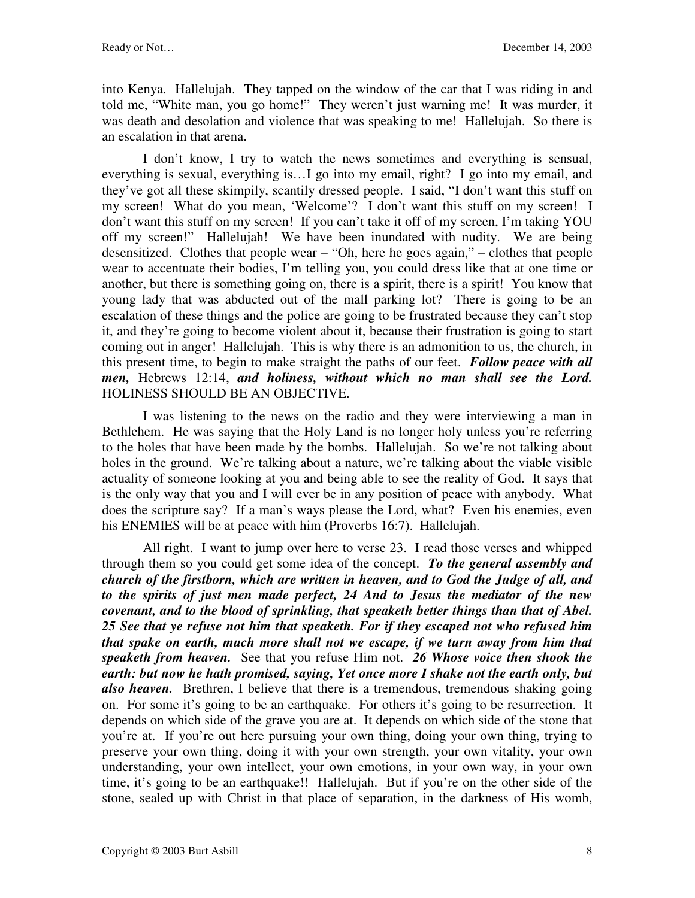into Kenya. Hallelujah. They tapped on the window of the car that I was riding in and told me, "White man, you go home!" They weren't just warning me! It was murder, it was death and desolation and violence that was speaking to me! Hallelujah. So there is an escalation in that arena.

I don't know, I try to watch the news sometimes and everything is sensual, everything is sexual, everything is…I go into my email, right? I go into my email, and they've got all these skimpily, scantily dressed people. I said, "I don't want this stuff on my screen! What do you mean, 'Welcome'? I don't want this stuff on my screen! I don't want this stuff on my screen! If you can't take it off of my screen, I'm taking YOU off my screen!" Hallelujah! We have been inundated with nudity. We are being desensitized. Clothes that people wear – "Oh, here he goes again," – clothes that people wear to accentuate their bodies, I'm telling you, you could dress like that at one time or another, but there is something going on, there is a spirit, there is a spirit! You know that young lady that was abducted out of the mall parking lot? There is going to be an escalation of these things and the police are going to be frustrated because they can't stop it, and they're going to become violent about it, because their frustration is going to start coming out in anger! Hallelujah. This is why there is an admonition to us, the church, in this present time, to begin to make straight the paths of our feet. ***Follow peace with all men,*** Hebrews 12:14, ***and holiness, without which no man shall see the Lord.*** HOLINESS SHOULD BE AN OBJECTIVE.

I was listening to the news on the radio and they were interviewing a man in Bethlehem. He was saying that the Holy Land is no longer holy unless you're referring to the holes that have been made by the bombs. Hallelujah. So we're not talking about holes in the ground. We're talking about a nature, we're talking about the viable visible actuality of someone looking at you and being able to see the reality of God. It says that is the only way that you and I will ever be in any position of peace with anybody. What does the scripture say? If a man's ways please the Lord, what? Even his enemies, even his ENEMIES will be at peace with him (Proverbs 16:7). Hallelujah.

All right. I want to jump over here to verse 23. I read those verses and whipped through them so you could get some idea of the concept. ***To the general assembly and church of the firstborn, which are written in heaven, and to God the Judge of all, and to the spirits of just men made perfect, 24 And to Jesus the mediator of the new covenant, and to the blood of sprinkling, that speaketh better things than that of Abel. 25 See that ye refuse not him that speaketh. For if they escaped not who refused him that spake on earth, much more shall not we escape, if we turn away from him that speaketh from heaven.*** See that you refuse Him not. ***26 Whose voice then shook the earth: but now he hath promised, saying, Yet once more I shake not the earth only, but also heaven.*** Brethren, I believe that there is a tremendous, tremendous shaking going on. For some it's going to be an earthquake. For others it's going to be resurrection. It depends on which side of the grave you are at. It depends on which side of the stone that you're at. If you're out here pursuing your own thing, doing your own thing, trying to preserve your own thing, doing it with your own strength, your own vitality, your own understanding, your own intellect, your own emotions, in your own way, in your own time, it's going to be an earthquake!! Hallelujah. But if you're on the other side of the stone, sealed up with Christ in that place of separation, in the darkness of His womb,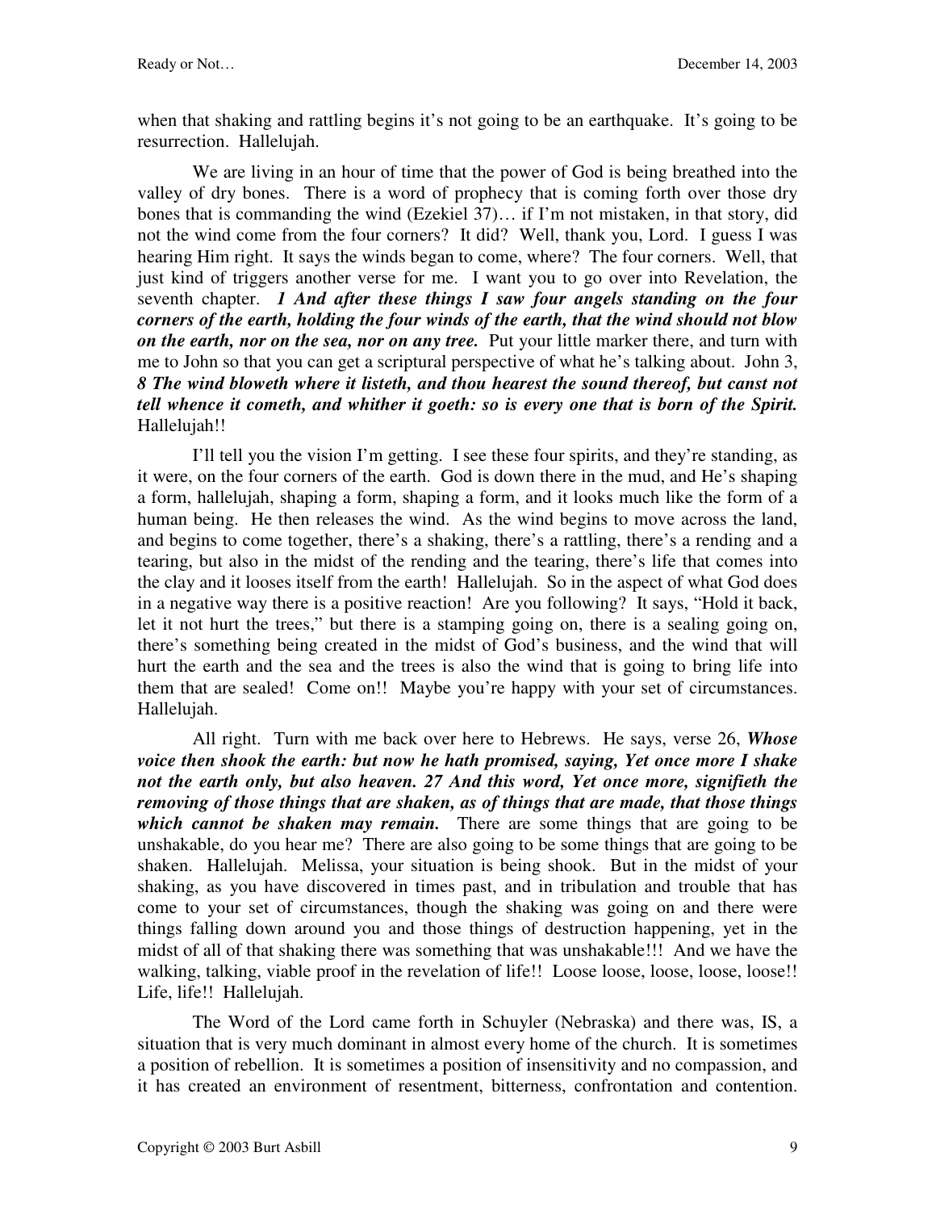when that shaking and rattling begins it's not going to be an earthquake. It's going to be resurrection. Hallelujah.

We are living in an hour of time that the power of God is being breathed into the valley of dry bones. There is a word of prophecy that is coming forth over those dry bones that is commanding the wind (Ezekiel 37)… if I'm not mistaken, in that story, did not the wind come from the four corners? It did? Well, thank you, Lord. I guess I was hearing Him right. It says the winds began to come, where? The four corners. Well, that just kind of triggers another verse for me. I want you to go over into Revelation, the seventh chapter. ***1 And after these things I saw four angels standing on the four corners of the earth, holding the four winds of the earth, that the wind should not blow on the earth, nor on the sea, nor on any tree.*** Put your little marker there, and turn with me to John so that you can get a scriptural perspective of what he's talking about. John 3, ***8 The wind bloweth where it listeth, and thou hearest the sound thereof, but canst not tell whence it cometh, and whither it goeth: so is every one that is born of the Spirit.*** Hallelujah!!

I'll tell you the vision I'm getting. I see these four spirits, and they're standing, as it were, on the four corners of the earth. God is down there in the mud, and He's shaping a form, hallelujah, shaping a form, shaping a form, and it looks much like the form of a human being. He then releases the wind. As the wind begins to move across the land, and begins to come together, there's a shaking, there's a rattling, there's a rending and a tearing, but also in the midst of the rending and the tearing, there's life that comes into the clay and it looses itself from the earth! Hallelujah. So in the aspect of what God does in a negative way there is a positive reaction! Are you following? It says, "Hold it back, let it not hurt the trees," but there is a stamping going on, there is a sealing going on, there's something being created in the midst of God's business, and the wind that will hurt the earth and the sea and the trees is also the wind that is going to bring life into them that are sealed! Come on!! Maybe you're happy with your set of circumstances. Hallelujah.

All right. Turn with me back over here to Hebrews. He says, verse 26, ***Whose voice then shook the earth: but now he hath promised, saying, Yet once more I shake not the earth only, but also heaven. 27 And this word, Yet once more, signifieth the removing of those things that are shaken, as of things that are made, that those things which cannot be shaken may remain.*** There are some things that are going to be unshakable, do you hear me? There are also going to be some things that are going to be shaken. Hallelujah. Melissa, your situation is being shook. But in the midst of your shaking, as you have discovered in times past, and in tribulation and trouble that has come to your set of circumstances, though the shaking was going on and there were things falling down around you and those things of destruction happening, yet in the midst of all of that shaking there was something that was unshakable!!! And we have the walking, talking, viable proof in the revelation of life!! Loose loose, loose, loose, loose!! Life, life!! Hallelujah.

The Word of the Lord came forth in Schuyler (Nebraska) and there was, IS, a situation that is very much dominant in almost every home of the church. It is sometimes a position of rebellion. It is sometimes a position of insensitivity and no compassion, and it has created an environment of resentment, bitterness, confrontation and contention.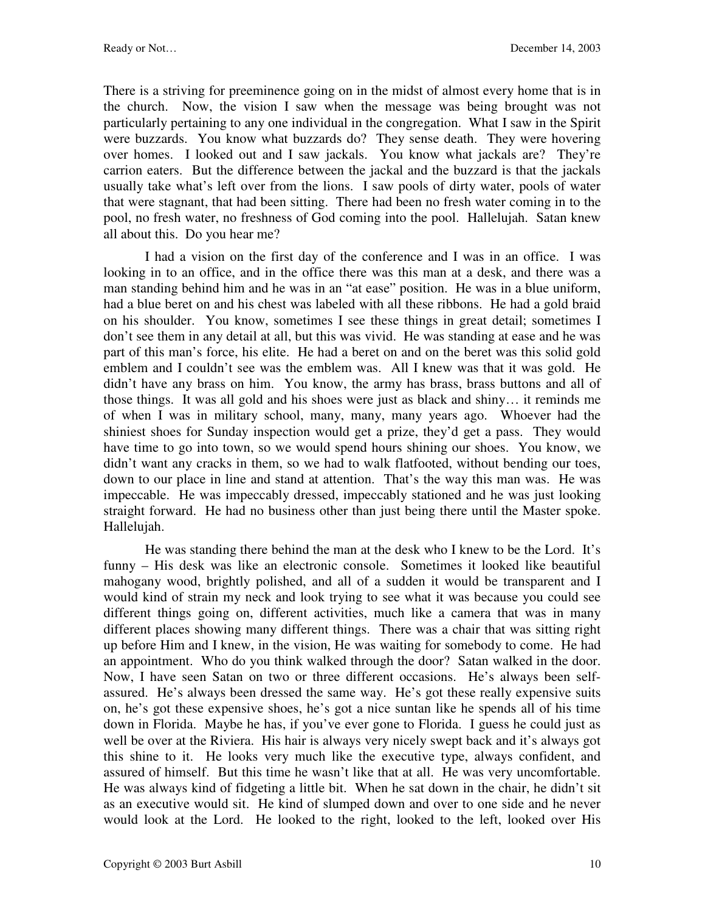There is a striving for preeminence going on in the midst of almost every home that is in the church. Now, the vision I saw when the message was being brought was not particularly pertaining to any one individual in the congregation. What I saw in the Spirit were buzzards. You know what buzzards do? They sense death. They were hovering over homes. I looked out and I saw jackals. You know what jackals are? They're carrion eaters. But the difference between the jackal and the buzzard is that the jackals usually take what's left over from the lions. I saw pools of dirty water, pools of water that were stagnant, that had been sitting. There had been no fresh water coming in to the pool, no fresh water, no freshness of God coming into the pool. Hallelujah. Satan knew all about this. Do you hear me?

I had a vision on the first day of the conference and I was in an office. I was looking in to an office, and in the office there was this man at a desk, and there was a man standing behind him and he was in an "at ease" position. He was in a blue uniform, had a blue beret on and his chest was labeled with all these ribbons. He had a gold braid on his shoulder. You know, sometimes I see these things in great detail; sometimes I don't see them in any detail at all, but this was vivid. He was standing at ease and he was part of this man's force, his elite. He had a beret on and on the beret was this solid gold emblem and I couldn't see was the emblem was. All I knew was that it was gold. He didn't have any brass on him. You know, the army has brass, brass buttons and all of those things. It was all gold and his shoes were just as black and shiny… it reminds me of when I was in military school, many, many, many years ago. Whoever had the shiniest shoes for Sunday inspection would get a prize, they'd get a pass. They would have time to go into town, so we would spend hours shining our shoes. You know, we didn't want any cracks in them, so we had to walk flatfooted, without bending our toes, down to our place in line and stand at attention. That's the way this man was. He was impeccable. He was impeccably dressed, impeccably stationed and he was just looking straight forward. He had no business other than just being there until the Master spoke. Hallelujah.

He was standing there behind the man at the desk who I knew to be the Lord. It's funny – His desk was like an electronic console. Sometimes it looked like beautiful mahogany wood, brightly polished, and all of a sudden it would be transparent and I would kind of strain my neck and look trying to see what it was because you could see different things going on, different activities, much like a camera that was in many different places showing many different things. There was a chair that was sitting right up before Him and I knew, in the vision, He was waiting for somebody to come. He had an appointment. Who do you think walked through the door? Satan walked in the door. Now, I have seen Satan on two or three different occasions. He's always been self-assured. He's always been dressed the same way. He's got these really expensive suits on, he's got these expensive shoes, he's got a nice suntan like he spends all of his time down in Florida. Maybe he has, if you've ever gone to Florida. I guess he could just as well be over at the Riviera. His hair is always very nicely swept back and it's always got this shine to it. He looks very much like the executive type, always confident, and assured of himself. But this time he wasn't like that at all. He was very uncomfortable. He was always kind of fidgeting a little bit. When he sat down in the chair, he didn't sit as an executive would sit. He kind of slumped down and over to one side and he never would look at the Lord. He looked to the right, looked to the left, looked over His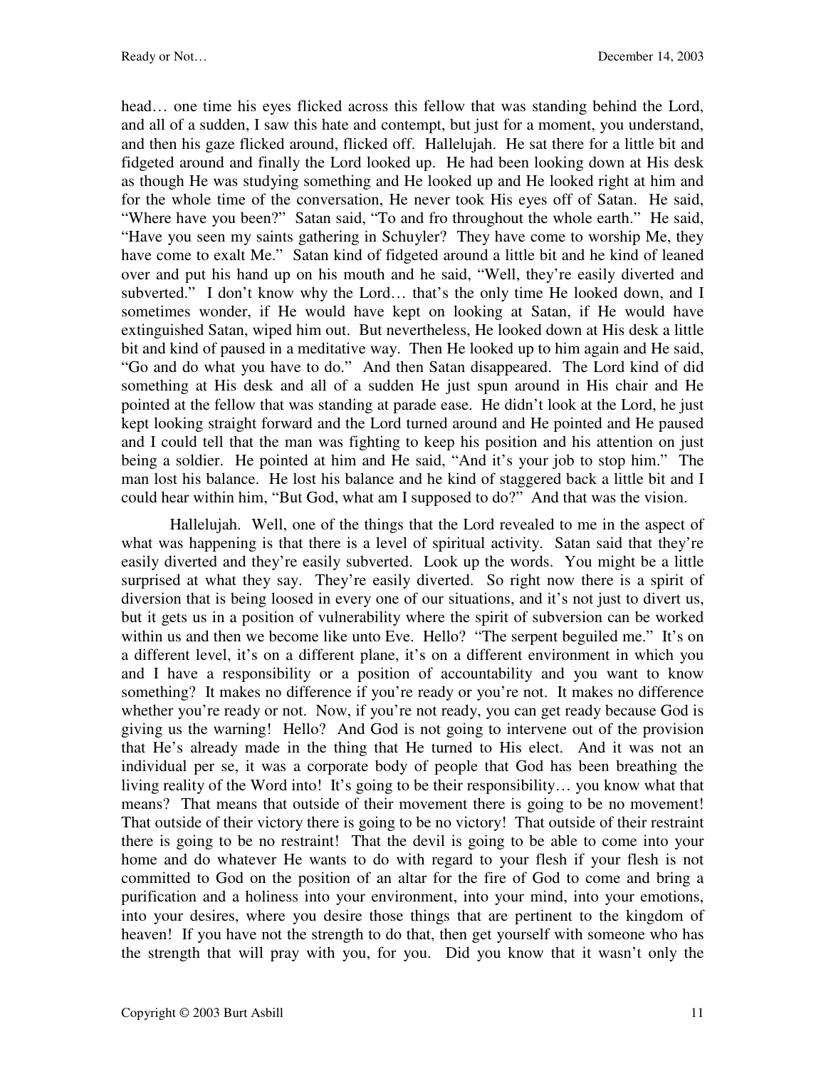head… one time his eyes flicked across this fellow that was standing behind the Lord, and all of a sudden, I saw this hate and contempt, but just for a moment, you understand, and then his gaze flicked around, flicked off. Hallelujah. He sat there for a little bit and fidgeted around and finally the Lord looked up. He had been looking down at His desk as though He was studying something and He looked up and He looked right at him and for the whole time of the conversation, He never took His eyes off of Satan. He said, "Where have you been?" Satan said, "To and fro throughout the whole earth." He said, "Have you seen my saints gathering in Schuyler? They have come to worship Me, they have come to exalt Me." Satan kind of fidgeted around a little bit and he kind of leaned over and put his hand up on his mouth and he said, "Well, they're easily diverted and subverted." I don't know why the Lord… that's the only time He looked down, and I sometimes wonder, if He would have kept on looking at Satan, if He would have extinguished Satan, wiped him out. But nevertheless, He looked down at His desk a little bit and kind of paused in a meditative way. Then He looked up to him again and He said, "Go and do what you have to do." And then Satan disappeared. The Lord kind of did something at His desk and all of a sudden He just spun around in His chair and He pointed at the fellow that was standing at parade ease. He didn't look at the Lord, he just kept looking straight forward and the Lord turned around and He pointed and He paused and I could tell that the man was fighting to keep his position and his attention on just being a soldier. He pointed at him and He said, "And it's your job to stop him." The man lost his balance. He lost his balance and he kind of staggered back a little bit and I could hear within him, "But God, what am I supposed to do?" And that was the vision.

Hallelujah. Well, one of the things that the Lord revealed to me in the aspect of what was happening is that there is a level of spiritual activity. Satan said that they're easily diverted and they're easily subverted. Look up the words. You might be a little surprised at what they say. They're easily diverted. So right now there is a spirit of diversion that is being loosed in every one of our situations, and it's not just to divert us, but it gets us in a position of vulnerability where the spirit of subversion can be worked within us and then we become like unto Eve. Hello? "The serpent beguiled me." It's on a different level, it's on a different plane, it's on a different environment in which you and I have a responsibility or a position of accountability and you want to know something? It makes no difference if you're ready or you're not. It makes no difference whether you're ready or not. Now, if you're not ready, you can get ready because God is giving us the warning! Hello? And God is not going to intervene out of the provision that He's already made in the thing that He turned to His elect. And it was not an individual per se, it was a corporate body of people that God has been breathing the living reality of the Word into! It's going to be their responsibility… you know what that means? That means that outside of their movement there is going to be no movement! That outside of their victory there is going to be no victory! That outside of their restraint there is going to be no restraint! That the devil is going to be able to come into your home and do whatever He wants to do with regard to your flesh if your flesh is not committed to God on the position of an altar for the fire of God to come and bring a purification and a holiness into your environment, into your mind, into your emotions, into your desires, where you desire those things that are pertinent to the kingdom of heaven! If you have not the strength to do that, then get yourself with someone who has the strength that will pray with you, for you. Did you know that it wasn't only the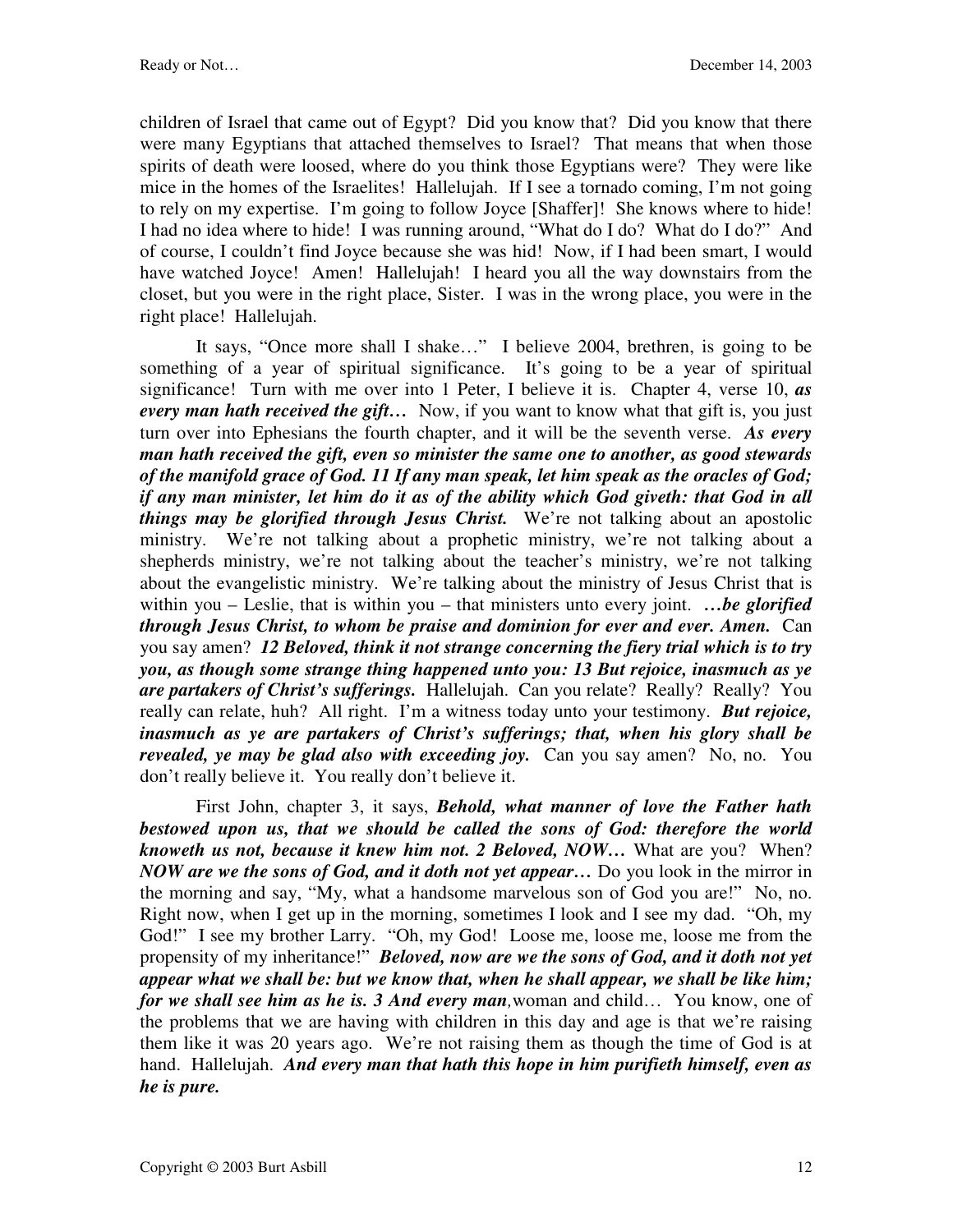children of Israel that came out of Egypt? Did you know that? Did you know that there were many Egyptians that attached themselves to Israel? That means that when those spirits of death were loosed, where do you think those Egyptians were? They were like mice in the homes of the Israelites! Hallelujah. If I see a tornado coming, I'm not going to rely on my expertise. I'm going to follow Joyce [Shaffer]! She knows where to hide! I had no idea where to hide! I was running around, "What do I do? What do I do?" And of course, I couldn't find Joyce because she was hid! Now, if I had been smart, I would have watched Joyce! Amen! Hallelujah! I heard you all the way downstairs from the closet, but you were in the right place, Sister. I was in the wrong place, you were in the right place! Hallelujah.

It says, "Once more shall I shake…" I believe 2004, brethren, is going to be something of a year of spiritual significance. It's going to be a year of spiritual significance! Turn with me over into 1 Peter, I believe it is. Chapter 4, verse 10, ***as every man hath received the gift…*** Now, if you want to know what that gift is, you just turn over into Ephesians the fourth chapter, and it will be the seventh verse. ***As every man hath received the gift, even so minister the same one to another, as good stewards of the manifold grace of God. 11 If any man speak, let him speak as the oracles of God; if any man minister, let him do it as of the ability which God giveth: that God in all things may be glorified through Jesus Christ.*** We're not talking about an apostolic ministry. We're not talking about a prophetic ministry, we're not talking about a shepherds ministry, we're not talking about the teacher's ministry, we're not talking about the evangelistic ministry. We're talking about the ministry of Jesus Christ that is within you – Leslie, that is within you – that ministers unto every joint. ***…be glorified through Jesus Christ, to whom be praise and dominion for ever and ever. Amen.*** Can you say amen? ***12 Beloved, think it not strange concerning the fiery trial which is to try you, as though some strange thing happened unto you: 13 But rejoice, inasmuch as ye are partakers of Christ's sufferings.*** Hallelujah. Can you relate? Really? Really? You really can relate, huh? All right. I'm a witness today unto your testimony. ***But rejoice, inasmuch as ye are partakers of Christ's sufferings; that, when his glory shall be revealed, ye may be glad also with exceeding joy.*** Can you say amen? No, no. You don't really believe it. You really don't believe it.

First John, chapter 3, it says, ***Behold, what manner of love the Father hath bestowed upon us, that we should be called the sons of God: therefore the world knoweth us not, because it knew him not. 2 Beloved, NOW…*** What are you? When? ***NOW are we the sons of God, and it doth not yet appear…*** Do you look in the mirror in the morning and say, "My, what a handsome marvelous son of God you are!" No, no. Right now, when I get up in the morning, sometimes I look and I see my dad. "Oh, my God!" I see my brother Larry. "Oh, my God! Loose me, loose me, loose me from the propensity of my inheritance!" ***Beloved, now are we the sons of God, and it doth not yet appear what we shall be: but we know that, when he shall appear, we shall be like him; for we shall see him as he is. 3 And every man,*** woman and child… You know, one of the problems that we are having with children in this day and age is that we're raising them like it was 20 years ago. We're not raising them as though the time of God is at hand. Hallelujah. ***And every man that hath this hope in him purifieth himself, even as he is pure.***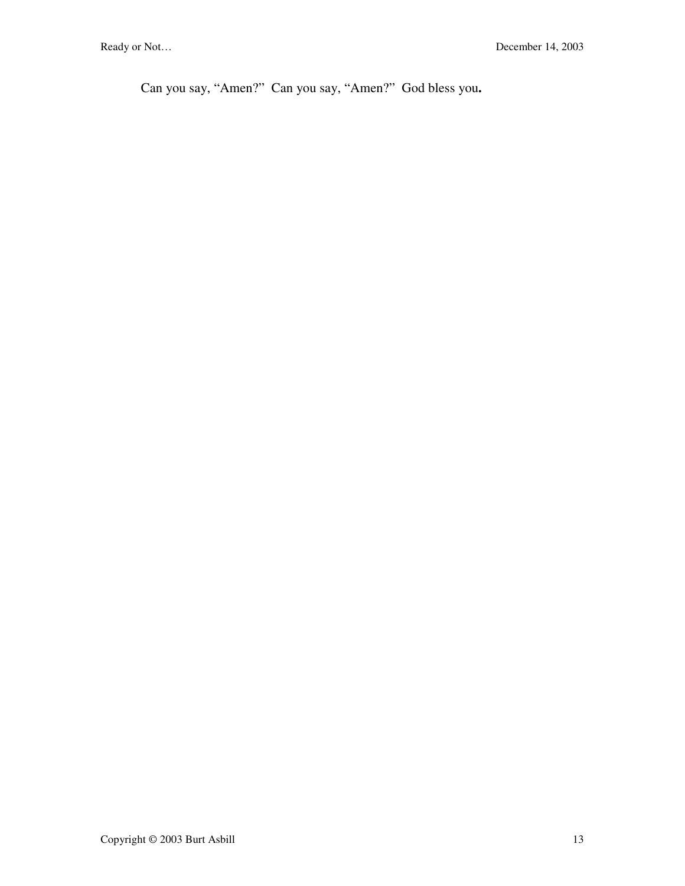Can you say, "Amen?"  Can you say, "Amen?"  God bless you.